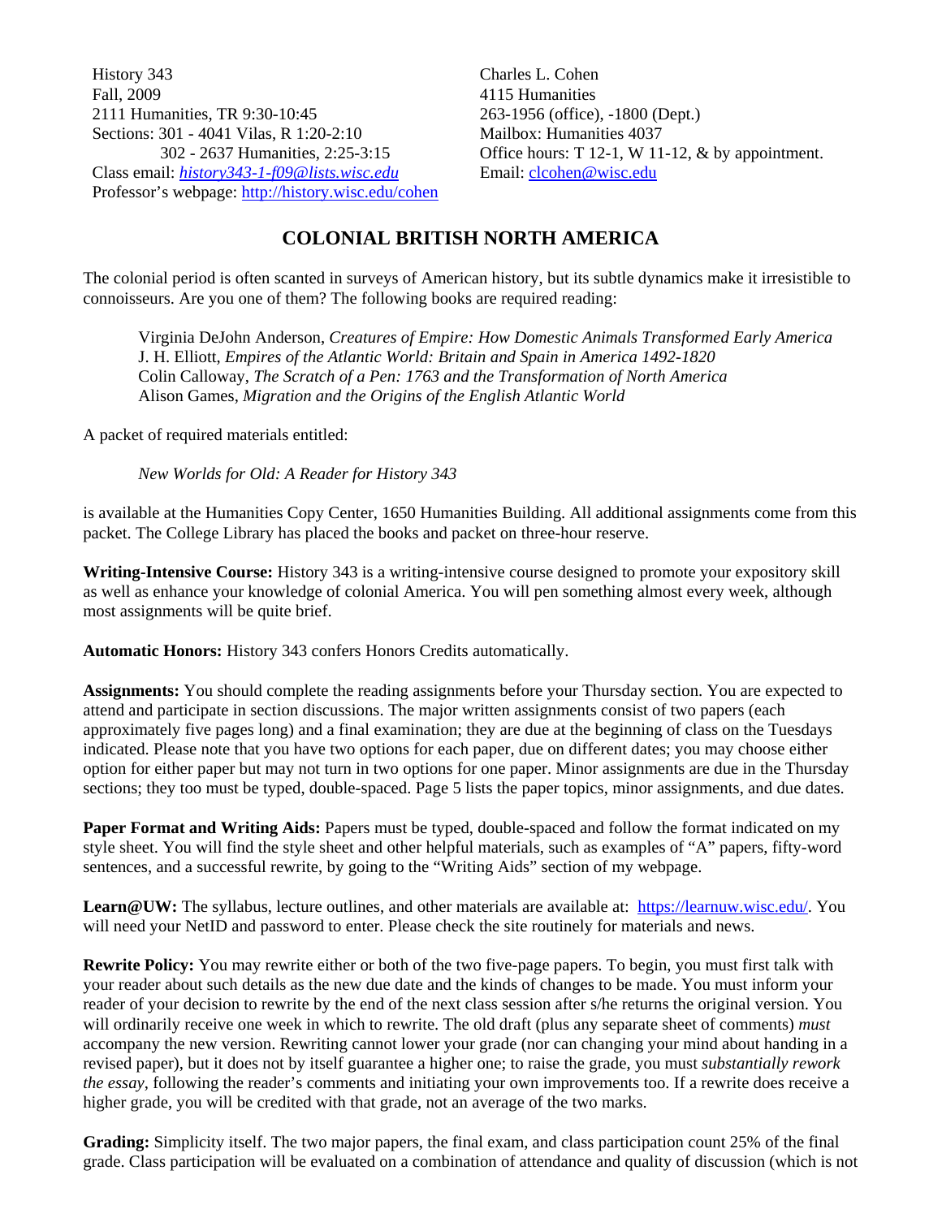History 343
Fall, 2009
2111 Humanities, TR 9:30-10:45
Sections: 301 - 4041 Vilas, R 1:20-2:10
302 - 2637 Humanities, 2:25-3:15
Class email: *history343-1-f09@lists.wisc.edu*
Professor's webpage: http://history.wisc.edu/cohen

Charles L. Cohen
4115 Humanities
263-1956 (office), -1800 (Dept.)
Mailbox: Humanities 4037
Office hours: T 12-1, W 11-12, & by appointment.
Email: clcohen@wisc.edu

# COLONIAL BRITISH NORTH AMERICA

The colonial period is often scanted in surveys of American history, but its subtle dynamics make it irresistible to connoisseurs. Are you one of them? The following books are required reading:

> Virginia DeJohn Anderson, *Creatures of Empire: How Domestic Animals Transformed Early America*
> J. H. Elliott, *Empires of the Atlantic World: Britain and Spain in America 1492-1820*
> Colin Calloway, *The Scratch of a Pen: 1763 and the Transformation of North America*
> Alison Games, *Migration and the Origins of the English Atlantic World*

A packet of required materials entitled:

> *New Worlds for Old: A Reader for History 343*

is available at the Humanities Copy Center, 1650 Humanities Building. All additional assignments come from this packet. The College Library has placed the books and packet on three-hour reserve.

**Writing-Intensive Course:** History 343 is a writing-intensive course designed to promote your expository skill as well as enhance your knowledge of colonial America. You will pen something almost every week, although most assignments will be quite brief.

**Automatic Honors:** History 343 confers Honors Credits automatically.

**Assignments:** You should complete the reading assignments before your Thursday section. You are expected to attend and participate in section discussions. The major written assignments consist of two papers (each approximately five pages long) and a final examination; they are due at the beginning of class on the Tuesdays indicated. Please note that you have two options for each paper, due on different dates; you may choose either option for either paper but may not turn in two options for one paper. Minor assignments are due in the Thursday sections; they too must be typed, double-spaced. Page 5 lists the paper topics, minor assignments, and due dates.

**Paper Format and Writing Aids:** Papers must be typed, double-spaced and follow the format indicated on my style sheet. You will find the style sheet and other helpful materials, such as examples of "A" papers, fifty-word sentences, and a successful rewrite, by going to the "Writing Aids" section of my webpage.

**Learn@UW:** The syllabus, lecture outlines, and other materials are available at: https://learnuw.wisc.edu/. You will need your NetID and password to enter. Please check the site routinely for materials and news.

**Rewrite Policy:** You may rewrite either or both of the two five-page papers. To begin, you must first talk with your reader about such details as the new due date and the kinds of changes to be made. You must inform your reader of your decision to rewrite by the end of the next class session after s/he returns the original version. You will ordinarily receive one week in which to rewrite. The old draft (plus any separate sheet of comments) *must* accompany the new version. Rewriting cannot lower your grade (nor can changing your mind about handing in a revised paper), but it does not by itself guarantee a higher one; to raise the grade, you must *substantially rework the essay*, following the reader's comments and initiating your own improvements too. If a rewrite does receive a higher grade, you will be credited with that grade, not an average of the two marks.

**Grading:** Simplicity itself. The two major papers, the final exam, and class participation count 25% of the final grade. Class participation will be evaluated on a combination of attendance and quality of discussion (which is not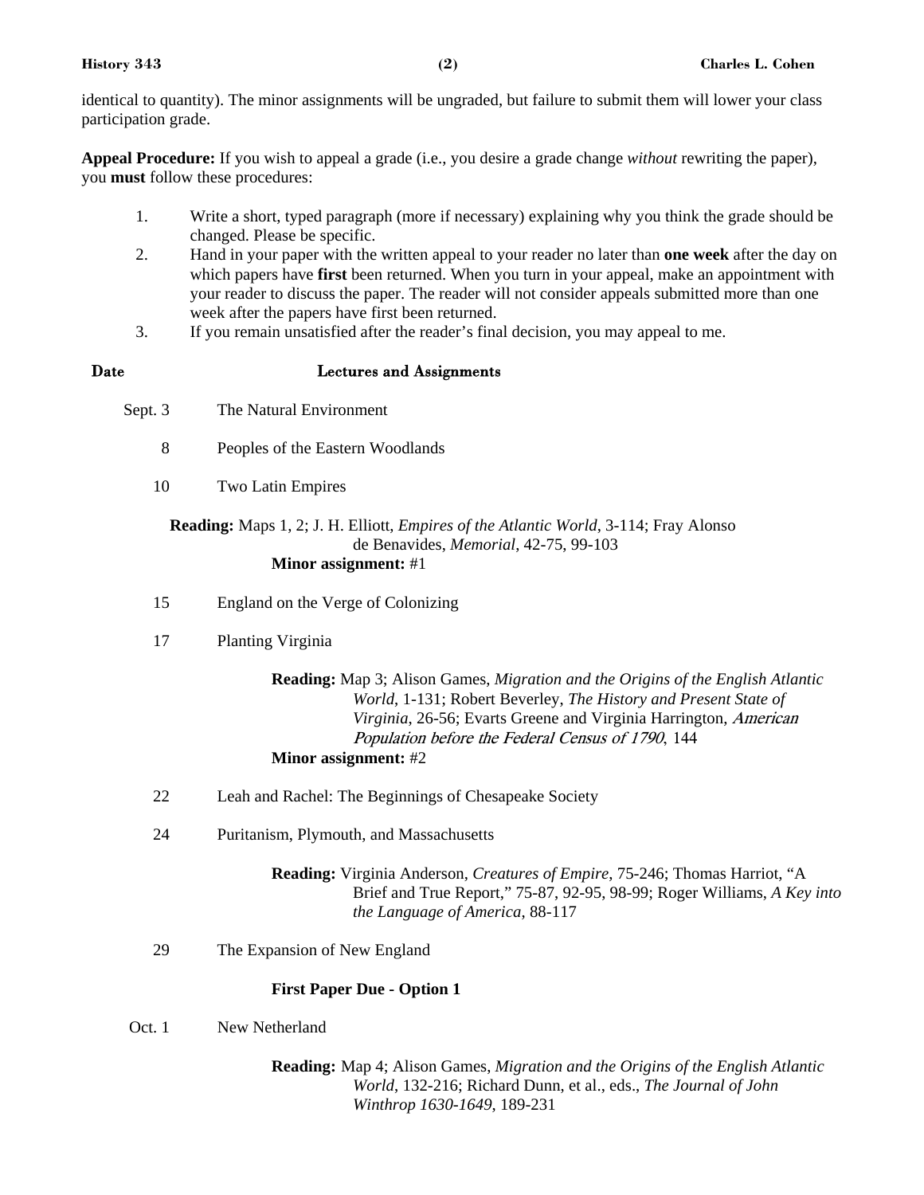identical to quantity). The minor assignments will be ungraded, but failure to submit them will lower your class participation grade.

**Appeal Procedure:** If you wish to appeal a grade (i.e., you desire a grade change *without* rewriting the paper), you **must** follow these procedures:

1. Write a short, typed paragraph (more if necessary) explaining why you think the grade should be changed. Please be specific.
2. Hand in your paper with the written appeal to your reader no later than **one week** after the day on which papers have **first** been returned. When you turn in your appeal, make an appointment with your reader to discuss the paper. The reader will not consider appeals submitted more than one week after the papers have first been returned.
3. If you remain unsatisfied after the reader's final decision, you may appeal to me.

| Date | Lectures and Assignments |
|---|---|
| Sept. 3 | The Natural Environment |
| 8 | Peoples of the Eastern Woodlands |
| 10 | Two Latin Empires |
| | **Reading:** Maps 1, 2; J. H. Elliott, *Empires of the Atlantic World*, 3-114; Fray Alonso de Benavides, *Memorial*, 42-75, 99-103<br>**Minor assignment:** #1 |
| 15 | England on the Verge of Colonizing |
| 17 | Planting Virginia |
| | **Reading:** Map 3; Alison Games, *Migration and the Origins of the English Atlantic World*, 1-131; Robert Beverley, *The History and Present State of Virginia*, 26-56; Evarts Greene and Virginia Harrington, *American Population before the Federal Census of 1790*, 144<br>**Minor assignment:** #2 |
| 22 | Leah and Rachel: The Beginnings of Chesapeake Society |
| 24 | Puritanism, Plymouth, and Massachusetts |
| | **Reading:** Virginia Anderson, *Creatures of Empire*, 75-246; Thomas Harriot, "A Brief and True Report," 75-87, 92-95, 98-99; Roger Williams, *A Key into the Language of America*, 88-117 |
| 29 | The Expansion of New England |
| | **First Paper Due - Option 1** |
| Oct. 1 | New Netherland |
| | **Reading:** Map 4; Alison Games, *Migration and the Origins of the English Atlantic World*, 132-216; Richard Dunn, et al., eds., *The Journal of John Winthrop 1630-1649*, 189-231 |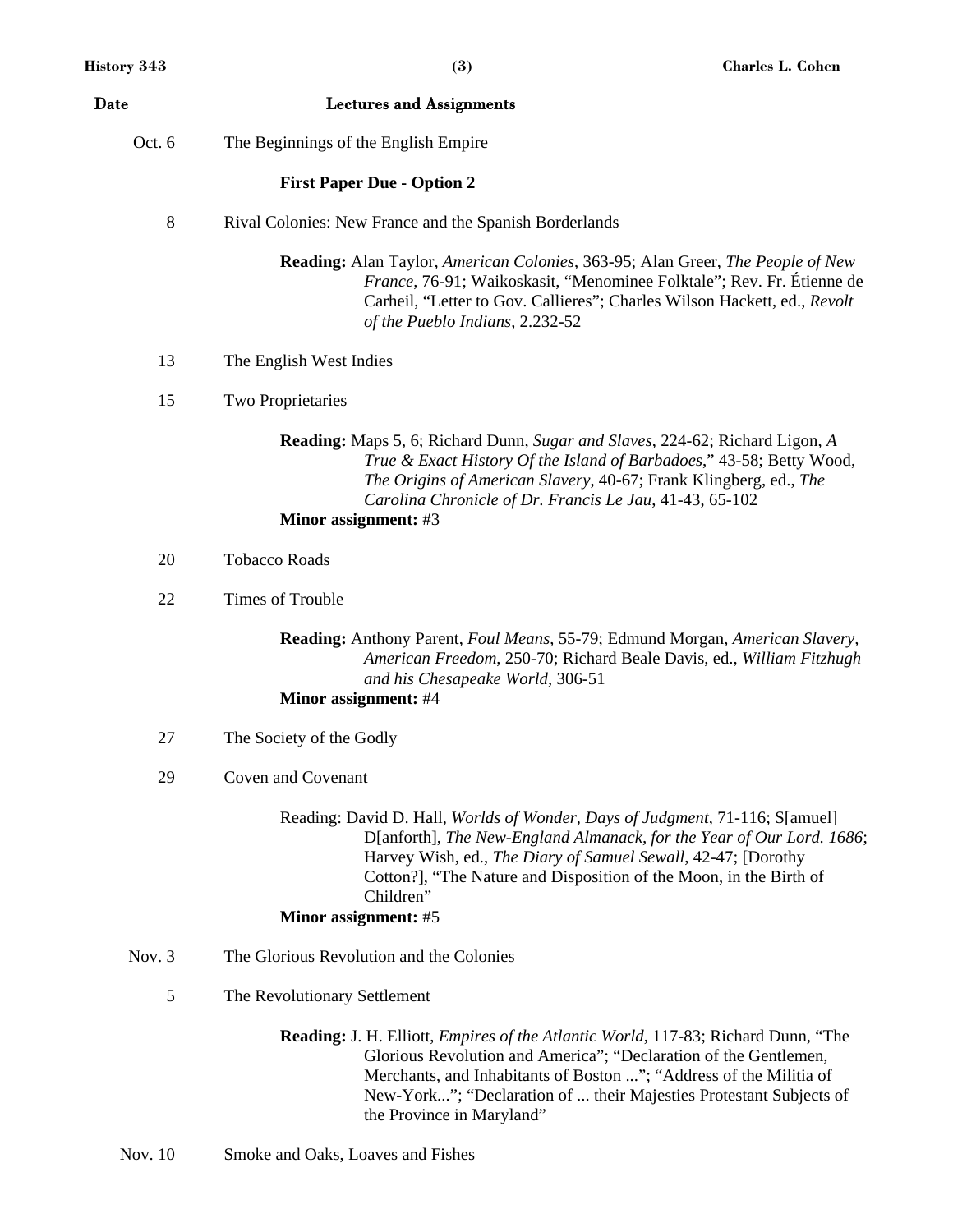| Date | Lectures and Assignments |
|---|---|
| Oct. 6 | The Beginnings of the English Empire |
| | **First Paper Due - Option 2** |
| 8 | Rival Colonies: New France and the Spanish Borderlands |
| | **Reading:** Alan Taylor, *American Colonies*, 363-95; Alan Greer, *The People of New France*, 76-91; Waikoskasit, "Menominee Folktale"; Rev. Fr. Étienne de Carheil, "Letter to Gov. Callieres"; Charles Wilson Hackett, ed., *Revolt of the Pueblo Indians*, 2.232-52 |
| 13 | The English West Indies |
| 15 | Two Proprietaries |
| | **Reading:** Maps 5, 6; Richard Dunn, *Sugar and Slaves*, 224-62; Richard Ligon, *A True & Exact History Of the Island of Barbadoes*," 43-58; Betty Wood, *The Origins of American Slavery*, 40-67; Frank Klingberg, ed., *The Carolina Chronicle of Dr. Francis Le Jau*, 41-43, 65-102 **Minor assignment:** #3 |
| 20 | Tobacco Roads |
| 22 | Times of Trouble |
| | **Reading:** Anthony Parent, *Foul Means*, 55-79; Edmund Morgan, *American Slavery, American Freedom*, 250-70; Richard Beale Davis, ed., *William Fitzhugh and his Chesapeake World*, 306-51 **Minor assignment:** #4 |
| 27 | The Society of the Godly |
| 29 | Coven and Covenant |
| | Reading: David D. Hall, *Worlds of Wonder, Days of Judgment*, 71-116; S[amuel] D[anforth], *The New-England Almanack, for the Year of Our Lord. 1686*; Harvey Wish, ed., *The Diary of Samuel Sewall*, 42-47; [Dorothy Cotton?], "The Nature and Disposition of the Moon, in the Birth of Children" **Minor assignment:** #5 |
| Nov. 3 | The Glorious Revolution and the Colonies |
| 5 | The Revolutionary Settlement |
| | **Reading:** J. H. Elliott, *Empires of the Atlantic World*, 117-83; Richard Dunn, "The Glorious Revolution and America"; "Declaration of the Gentlemen, Merchants, and Inhabitants of Boston ..."; "Address of the Militia of New-York..."; "Declaration of ... their Majesties Protestant Subjects of the Province in Maryland" |
| Nov. 10 | Smoke and Oaks, Loaves and Fishes |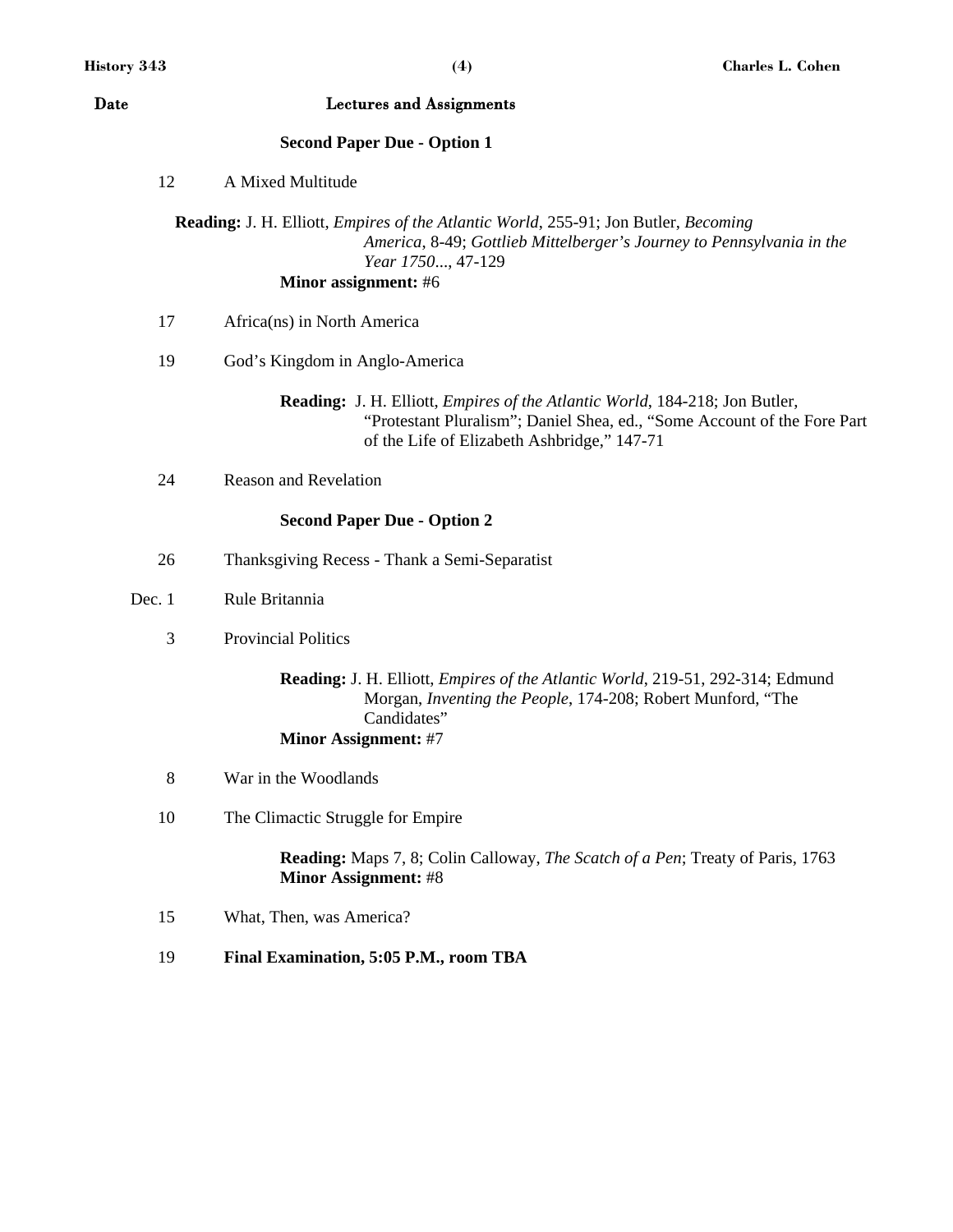| Date | Lectures and Assignments |
|---|---|
| | **Second Paper Due - Option 1** |
| 12 | A Mixed Multitude |
| | **Reading:** J. H. Elliott, *Empires of the Atlantic World*, 255-91; Jon Butler, *Becoming America*, 8-49; *Gottlieb Mittelberger's Journey to Pennsylvania in the Year 1750...*, 47-129 |
| | **Minor assignment:** #6 |
| 17 | Africa(ns) in North America |
| 19 | God's Kingdom in Anglo-America |
| | **Reading:** J. H. Elliott, *Empires of the Atlantic World*, 184-218; Jon Butler, "Protestant Pluralism"; Daniel Shea, ed., "Some Account of the Fore Part of the Life of Elizabeth Ashbridge," 147-71 |
| 24 | Reason and Revelation |
| | **Second Paper Due - Option 2** |
| 26 | Thanksgiving Recess - Thank a Semi-Separatist |
| Dec. 1 | Rule Britannia |
| 3 | Provincial Politics |
| | **Reading:** J. H. Elliott, *Empires of the Atlantic World*, 219-51, 292-314; Edmund Morgan, *Inventing the People*, 174-208; Robert Munford, "The Candidates" |
| | **Minor Assignment:** #7 |
| 8 | War in the Woodlands |
| 10 | The Climactic Struggle for Empire |
| | **Reading:** Maps 7, 8; Colin Calloway, *The Scatch of a Pen*; Treaty of Paris, 1763 |
| | **Minor Assignment:** #8 |
| 15 | What, Then, was America? |
| 19 | **Final Examination, 5:05 P.M., room TBA** |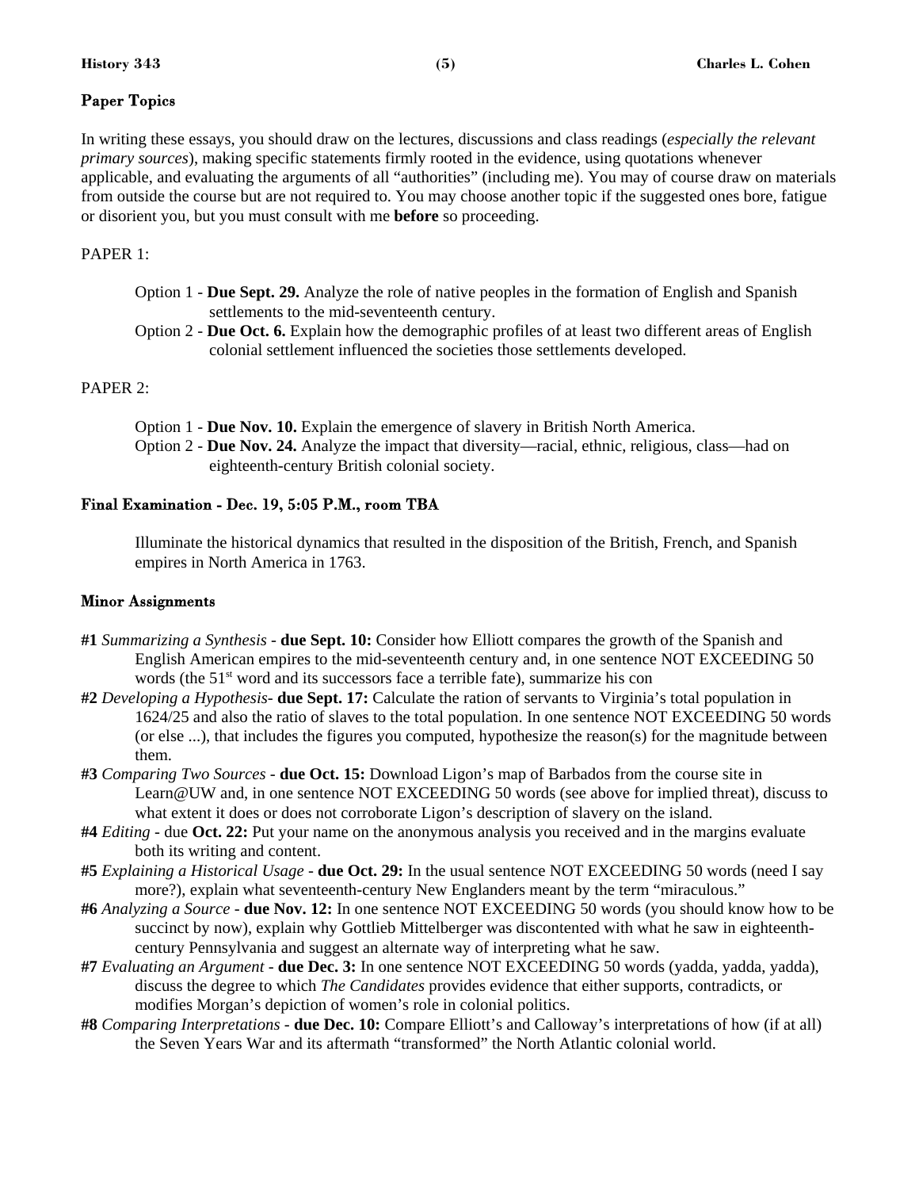## Paper Topics

In writing these essays, you should draw on the lectures, discussions and class readings (*especially the relevant primary sources*), making specific statements firmly rooted in the evidence, using quotations whenever applicable, and evaluating the arguments of all "authorities" (including me). You may of course draw on materials from outside the course but are not required to. You may choose another topic if the suggested ones bore, fatigue or disorient you, but you must consult with me **before** so proceeding.

PAPER 1:

- Option 1 - **Due Sept. 29.** Analyze the role of native peoples in the formation of English and Spanish settlements to the mid-seventeenth century.
- Option 2 - **Due Oct. 6.** Explain how the demographic profiles of at least two different areas of English colonial settlement influenced the societies those settlements developed.

PAPER 2:

- Option 1 - **Due Nov. 10.** Explain the emergence of slavery in British North America.
- Option 2 - **Due Nov. 24.** Analyze the impact that diversity—racial, ethnic, religious, class—had on eighteenth-century British colonial society.

## Final Examination - Dec. 19, 5:05 P.M., room TBA

Illuminate the historical dynamics that resulted in the disposition of the British, French, and Spanish empires in North America in 1763.

## Minor Assignments

**#1** *Summarizing a Synthesis* - **due Sept. 10:** Consider how Elliott compares the growth of the Spanish and English American empires to the mid-seventeenth century and, in one sentence NOT EXCEEDING 50 words (the 51st word and its successors face a terrible fate), summarize his con

**#2** *Developing a Hypothesis*- **due Sept. 17:** Calculate the ration of servants to Virginia's total population in 1624/25 and also the ratio of slaves to the total population. In one sentence NOT EXCEEDING 50 words (or else ...), that includes the figures you computed, hypothesize the reason(s) for the magnitude between them.

**#3** *Comparing Two Sources* - **due Oct. 15:** Download Ligon's map of Barbados from the course site in Learn@UW and, in one sentence NOT EXCEEDING 50 words (see above for implied threat), discuss to what extent it does or does not corroborate Ligon's description of slavery on the island.

**#4** *Editing* - due **Oct. 22:** Put your name on the anonymous analysis you received and in the margins evaluate both its writing and content.

**#5** *Explaining a Historical Usage* - **due Oct. 29:** In the usual sentence NOT EXCEEDING 50 words (need I say more?), explain what seventeenth-century New Englanders meant by the term "miraculous."

**#6** *Analyzing a Source* - **due Nov. 12:** In one sentence NOT EXCEEDING 50 words (you should know how to be succinct by now), explain why Gottlieb Mittelberger was discontented with what he saw in eighteenth-century Pennsylvania and suggest an alternate way of interpreting what he saw.

**#7** *Evaluating an Argument* - **due Dec. 3:** In one sentence NOT EXCEEDING 50 words (yadda, yadda, yadda), discuss the degree to which *The Candidates* provides evidence that either supports, contradicts, or modifies Morgan's depiction of women's role in colonial politics.

**#8** *Comparing Interpretations* - **due Dec. 10:** Compare Elliott's and Calloway's interpretations of how (if at all) the Seven Years War and its aftermath "transformed" the North Atlantic colonial world.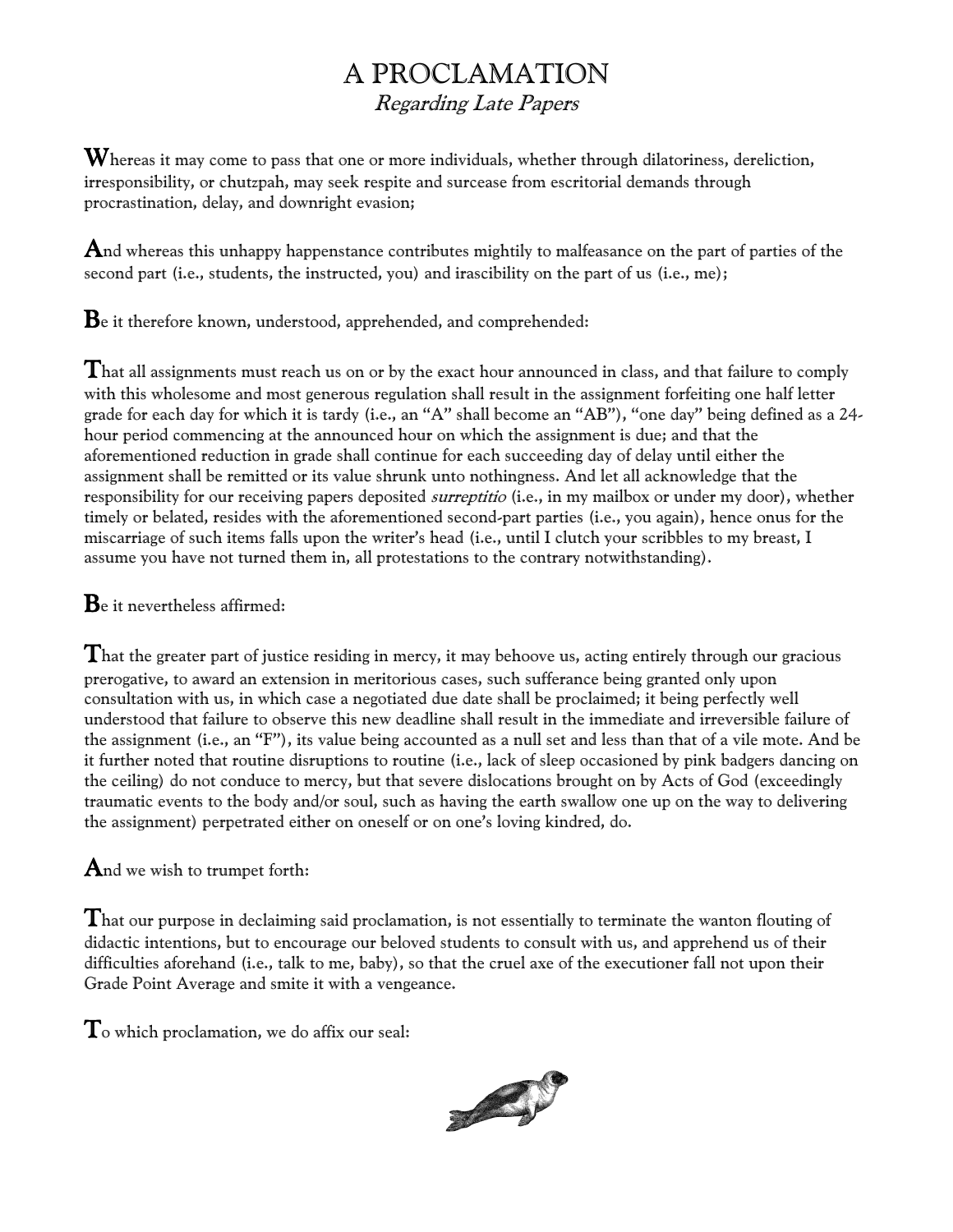# A PROCLAMATION

## *Regarding Late Papers*

Whereas it may come to pass that one or more individuals, whether through dilatoriness, dereliction, irresponsibility, or chutzpah, may seek respite and surcease from escritorial demands through procrastination, delay, and downright evasion;

And whereas this unhappy happenstance contributes mightily to malfeasance on the part of parties of the second part (i.e., students, the instructed, you) and irascibility on the part of us (i.e., me);

Be it therefore known, understood, apprehended, and comprehended:

That all assignments must reach us on or by the exact hour announced in class, and that failure to comply with this wholesome and most generous regulation shall result in the assignment forfeiting one half letter grade for each day for which it is tardy (i.e., an "A" shall become an "AB"), "one day" being defined as a 24-hour period commencing at the announced hour on which the assignment is due; and that the aforementioned reduction in grade shall continue for each succeeding day of delay until either the assignment shall be remitted or its value shrunk unto nothingness. And let all acknowledge that the responsibility for our receiving papers deposited *surreptitio* (i.e., in my mailbox or under my door), whether timely or belated, resides with the aforementioned second-part parties (i.e., you again), hence onus for the miscarriage of such items falls upon the writer's head (i.e., until I clutch your scribbles to my breast, I assume you have not turned them in, all protestations to the contrary notwithstanding).

Be it nevertheless affirmed:

That the greater part of justice residing in mercy, it may behoove us, acting entirely through our gracious prerogative, to award an extension in meritorious cases, such sufferance being granted only upon consultation with us, in which case a negotiated due date shall be proclaimed; it being perfectly well understood that failure to observe this new deadline shall result in the immediate and irreversible failure of the assignment (i.e., an "F"), its value being accounted as a null set and less than that of a vile mote. And be it further noted that routine disruptions to routine (i.e., lack of sleep occasioned by pink badgers dancing on the ceiling) do not conduce to mercy, but that severe dislocations brought on by Acts of God (exceedingly traumatic events to the body and/or soul, such as having the earth swallow one up on the way to delivering the assignment) perpetrated either on oneself or on one's loving kindred, do.

And we wish to trumpet forth:

That our purpose in declaiming said proclamation, is not essentially to terminate the wanton flouting of didactic intentions, but to encourage our beloved students to consult with us, and apprehend us of their difficulties aforehand (i.e., talk to me, baby), so that the cruel axe of the executioner fall not upon their Grade Point Average and smite it with a vengeance.

To which proclamation, we do affix our seal: